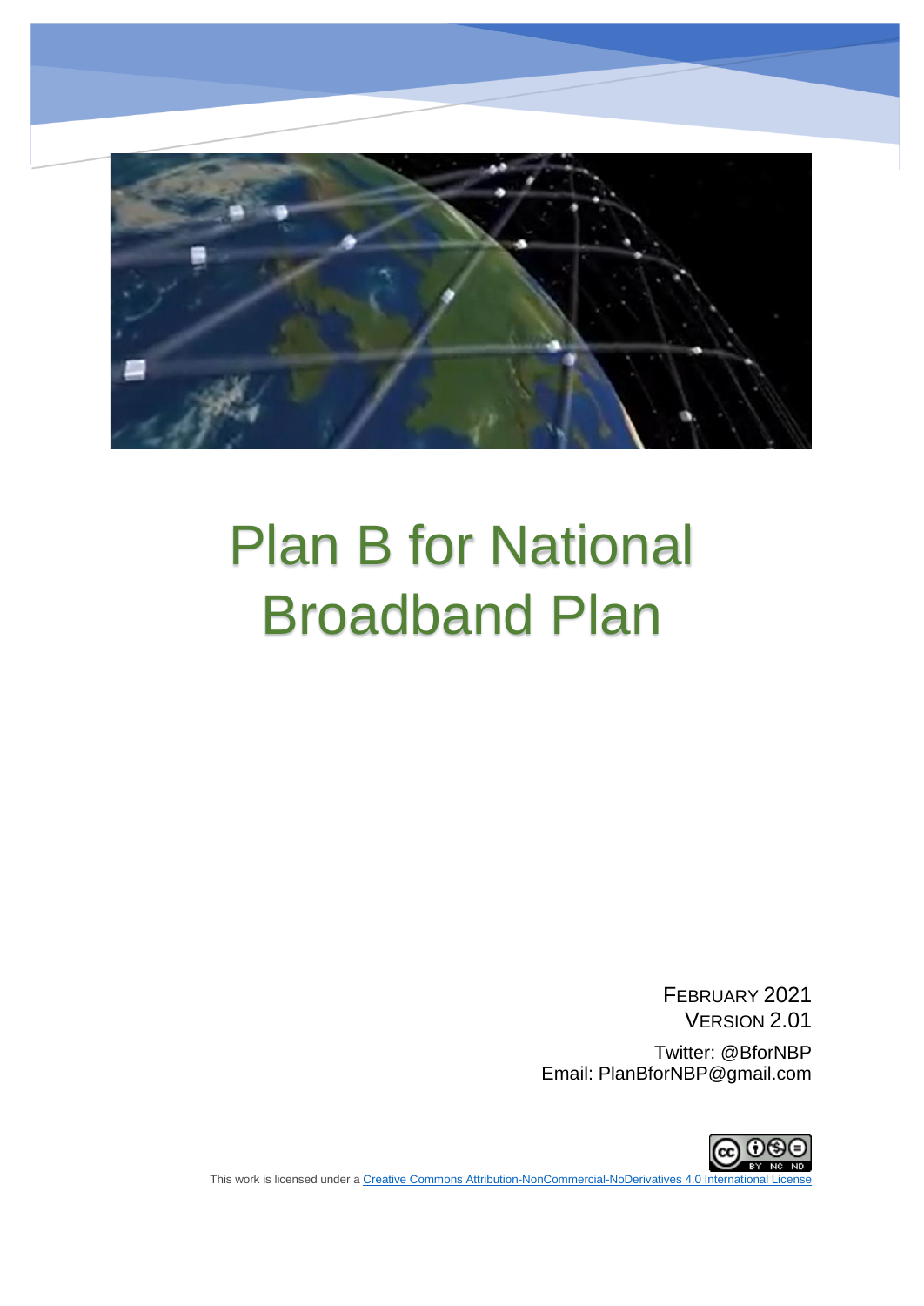# Plan B for National Broadband Plan

February 2021
Version 2.01

Twitter: @BforNBP
Email: PlanBforNBP@gmail.com

This work is licensed under a Creative Commons Attribution-NonCommercial-NoDerivatives 4.0 International License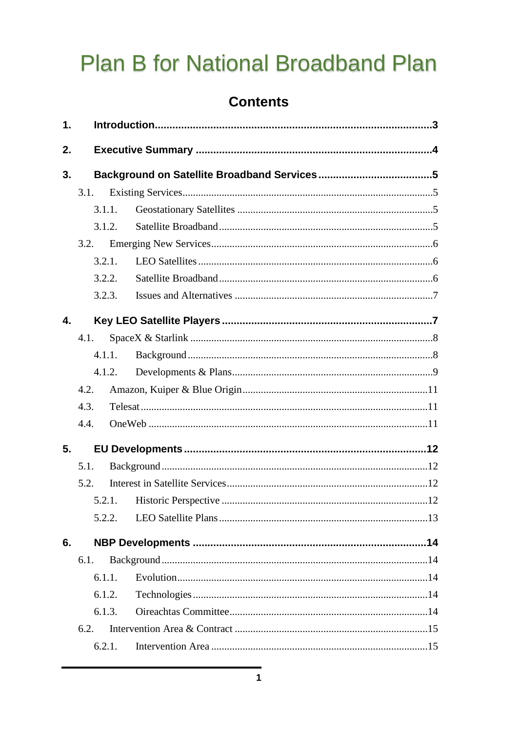# Plan B for National Broadband Plan

## Contents

**1. Introduction .......... 3**

**2. Executive Summary .......... 4**

**3. Background on Satellite Broadband Services .......... 5**

- 3.1. Existing Services .......... 5
  - 3.1.1. Geostationary Satellites .......... 5
  - 3.1.2. Satellite Broadband .......... 5
- 3.2. Emerging New Services .......... 6
  - 3.2.1. LEO Satellites .......... 6
  - 3.2.2. Satellite Broadband .......... 6
  - 3.2.3. Issues and Alternatives .......... 7

**4. Key LEO Satellite Players .......... 7**

- 4.1. SpaceX & Starlink .......... 8
  - 4.1.1. Background .......... 8
  - 4.1.2. Developments & Plans .......... 9
- 4.2. Amazon, Kuiper & Blue Origin .......... 11
- 4.3. Telesat .......... 11
- 4.4. OneWeb .......... 11

**5. EU Developments .......... 12**

- 5.1. Background .......... 12
- 5.2. Interest in Satellite Services .......... 12
  - 5.2.1. Historic Perspective .......... 12
  - 5.2.2. LEO Satellite Plans .......... 13

**6. NBP Developments .......... 14**

- 6.1. Background .......... 14
  - 6.1.1. Evolution .......... 14
  - 6.1.2. Technologies .......... 14
  - 6.1.3. Oireachtas Committee .......... 14
- 6.2. Intervention Area & Contract .......... 15
  - 6.2.1. Intervention Area .......... 15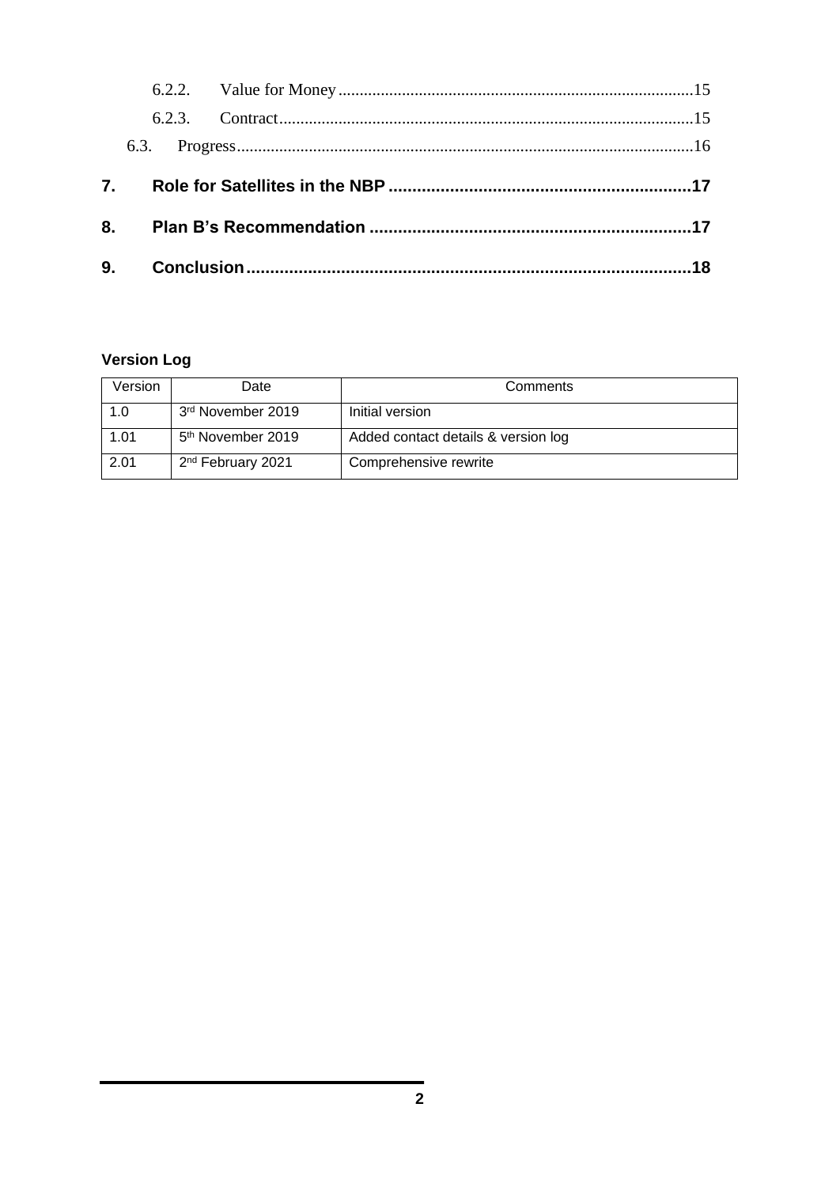6.2.2. Value for Money ....................................................................................15

6.2.3. Contract ..................................................................................................15

6.3. Progress ............................................................................................................16

**7. Role for Satellites in the NBP ................................................................17**

**8. Plan B's Recommendation .....................................................................17**

**9. Conclusion ..............................................................................................18**

**Version Log**

| Version | Date | Comments |
|---|---|---|
| 1.0 | 3rd November 2019 | Initial version |
| 1.01 | 5th November 2019 | Added contact details & version log |
| 2.01 | 2nd February 2021 | Comprehensive rewrite |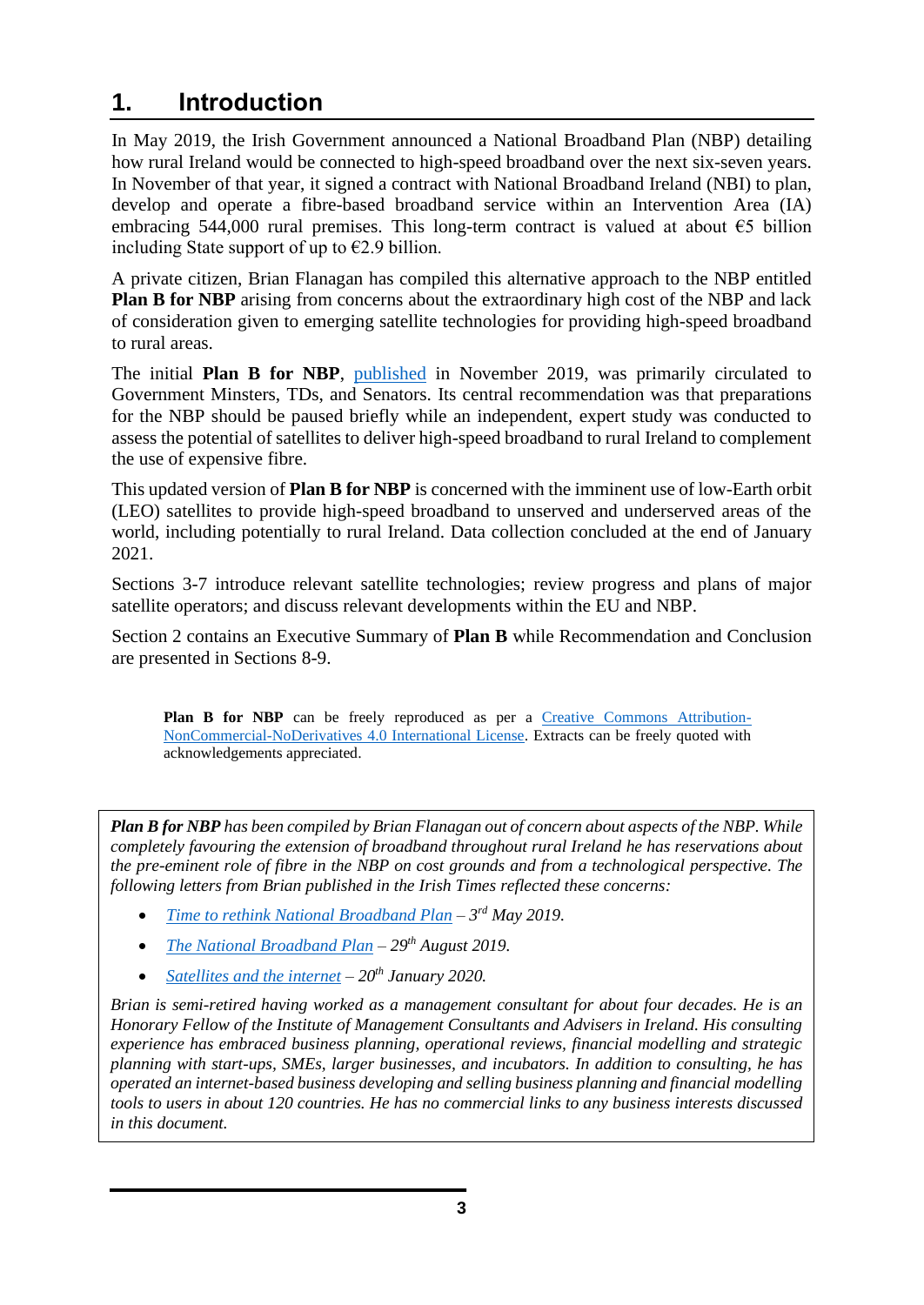# 1. Introduction

In May 2019, the Irish Government announced a National Broadband Plan (NBP) detailing how rural Ireland would be connected to high-speed broadband over the next six-seven years. In November of that year, it signed a contract with National Broadband Ireland (NBI) to plan, develop and operate a fibre-based broadband service within an Intervention Area (IA) embracing 544,000 rural premises. This long-term contract is valued at about €5 billion including State support of up to €2.9 billion.

A private citizen, Brian Flanagan has compiled this alternative approach to the NBP entitled **Plan B for NBP** arising from concerns about the extraordinary high cost of the NBP and lack of consideration given to emerging satellite technologies for providing high-speed broadband to rural areas.

The initial **Plan B for NBP**, published in November 2019, was primarily circulated to Government Minsters, TDs, and Senators. Its central recommendation was that preparations for the NBP should be paused briefly while an independent, expert study was conducted to assess the potential of satellites to deliver high-speed broadband to rural Ireland to complement the use of expensive fibre.

This updated version of **Plan B for NBP** is concerned with the imminent use of low-Earth orbit (LEO) satellites to provide high-speed broadband to unserved and underserved areas of the world, including potentially to rural Ireland. Data collection concluded at the end of January 2021.

Sections 3-7 introduce relevant satellite technologies; review progress and plans of major satellite operators; and discuss relevant developments within the EU and NBP.

Section 2 contains an Executive Summary of **Plan B** while Recommendation and Conclusion are presented in Sections 8-9.

**Plan B for NBP** can be freely reproduced as per a Creative Commons Attribution-NonCommercial-NoDerivatives 4.0 International License. Extracts can be freely quoted with acknowledgements appreciated.

*__Plan B for NBP__ has been compiled by Brian Flanagan out of concern about aspects of the NBP. While completely favouring the extension of broadband throughout rural Ireland he has reservations about the pre-eminent role of fibre in the NBP on cost grounds and from a technological perspective. The following letters from Brian published in the Irish Times reflected these concerns:*

- *Time to rethink National Broadband Plan – 3rd May 2019.*
- *The National Broadband Plan – 29th August 2019.*
- *Satellites and the internet – 20th January 2020.*

*Brian is semi-retired having worked as a management consultant for about four decades. He is an Honorary Fellow of the Institute of Management Consultants and Advisers in Ireland. His consulting experience has embraced business planning, operational reviews, financial modelling and strategic planning with start-ups, SMEs, larger businesses, and incubators. In addition to consulting, he has operated an internet-based business developing and selling business planning and financial modelling tools to users in about 120 countries. He has no commercial links to any business interests discussed in this document.*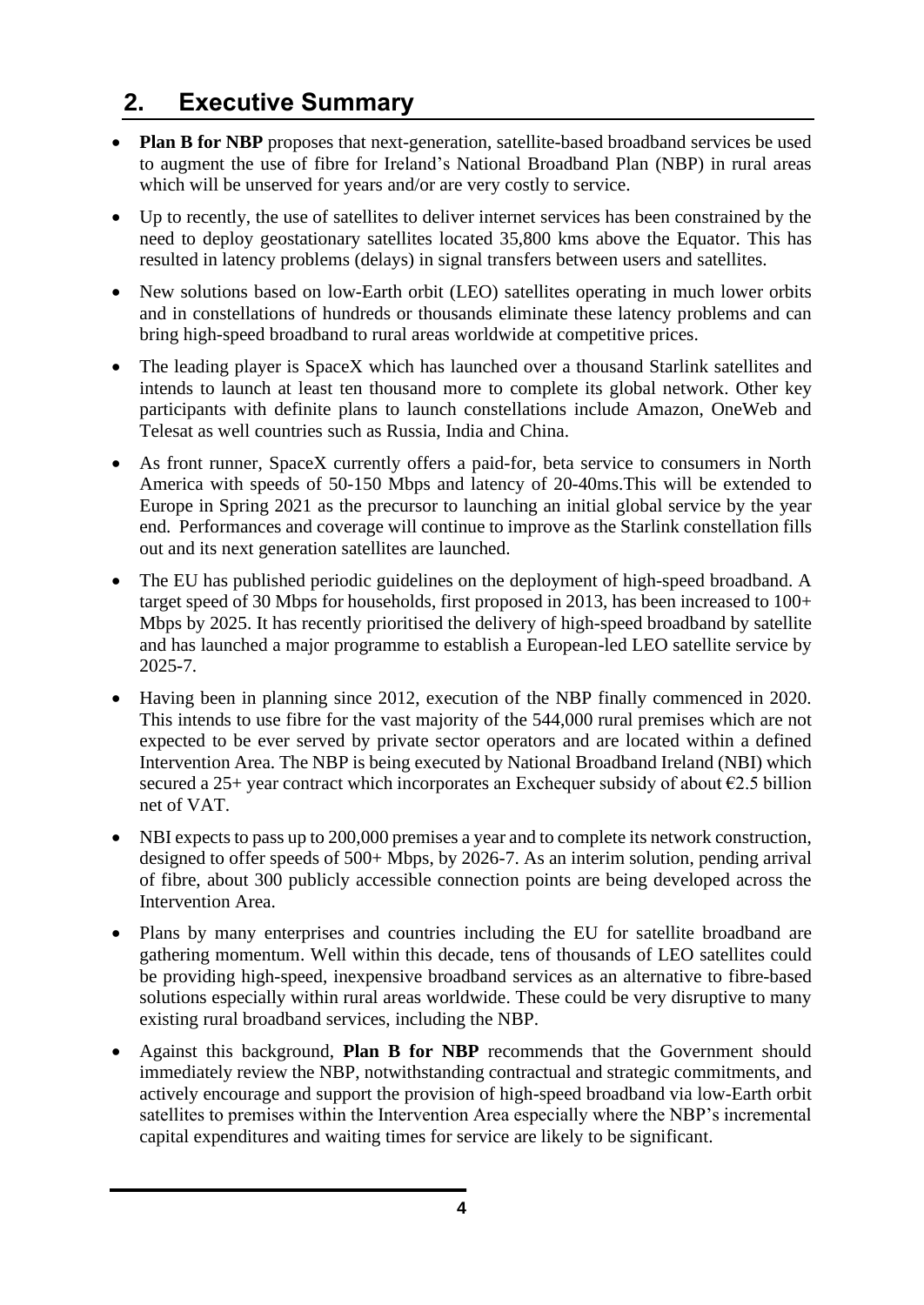## 2. Executive Summary

- **Plan B for NBP** proposes that next-generation, satellite-based broadband services be used to augment the use of fibre for Ireland's National Broadband Plan (NBP) in rural areas which will be unserved for years and/or are very costly to service.
- Up to recently, the use of satellites to deliver internet services has been constrained by the need to deploy geostationary satellites located 35,800 kms above the Equator. This has resulted in latency problems (delays) in signal transfers between users and satellites.
- New solutions based on low-Earth orbit (LEO) satellites operating in much lower orbits and in constellations of hundreds or thousands eliminate these latency problems and can bring high-speed broadband to rural areas worldwide at competitive prices.
- The leading player is SpaceX which has launched over a thousand Starlink satellites and intends to launch at least ten thousand more to complete its global network. Other key participants with definite plans to launch constellations include Amazon, OneWeb and Telesat as well countries such as Russia, India and China.
- As front runner, SpaceX currently offers a paid-for, beta service to consumers in North America with speeds of 50-150 Mbps and latency of 20-40ms.This will be extended to Europe in Spring 2021 as the precursor to launching an initial global service by the year end. Performances and coverage will continue to improve as the Starlink constellation fills out and its next generation satellites are launched.
- The EU has published periodic guidelines on the deployment of high-speed broadband. A target speed of 30 Mbps for households, first proposed in 2013, has been increased to 100+ Mbps by 2025. It has recently prioritised the delivery of high-speed broadband by satellite and has launched a major programme to establish a European-led LEO satellite service by 2025-7.
- Having been in planning since 2012, execution of the NBP finally commenced in 2020. This intends to use fibre for the vast majority of the 544,000 rural premises which are not expected to be ever served by private sector operators and are located within a defined Intervention Area. The NBP is being executed by National Broadband Ireland (NBI) which secured a 25+ year contract which incorporates an Exchequer subsidy of about €2.5 billion net of VAT.
- NBI expects to pass up to 200,000 premises a year and to complete its network construction, designed to offer speeds of 500+ Mbps, by 2026-7. As an interim solution, pending arrival of fibre, about 300 publicly accessible connection points are being developed across the Intervention Area.
- Plans by many enterprises and countries including the EU for satellite broadband are gathering momentum. Well within this decade, tens of thousands of LEO satellites could be providing high-speed, inexpensive broadband services as an alternative to fibre-based solutions especially within rural areas worldwide. These could be very disruptive to many existing rural broadband services, including the NBP.
- Against this background, **Plan B for NBP** recommends that the Government should immediately review the NBP, notwithstanding contractual and strategic commitments, and actively encourage and support the provision of high-speed broadband via low-Earth orbit satellites to premises within the Intervention Area especially where the NBP's incremental capital expenditures and waiting times for service are likely to be significant.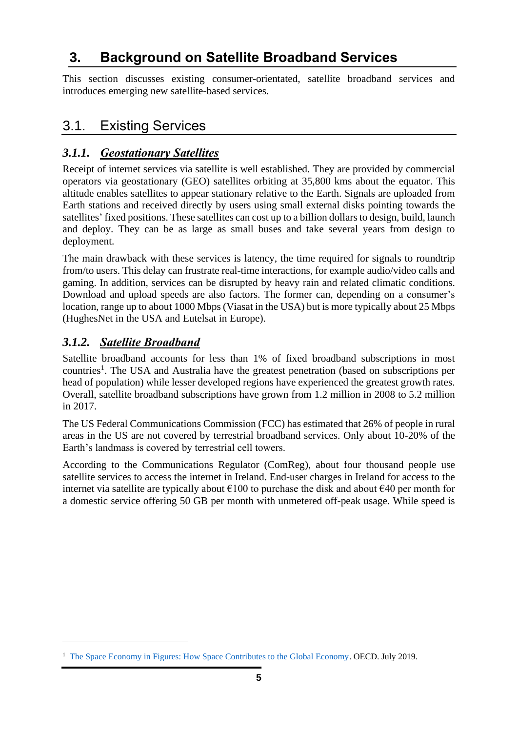# 3. Background on Satellite Broadband Services

This section discusses existing consumer-orientated, satellite broadband services and introduces emerging new satellite-based services.

## 3.1. Existing Services

### *3.1.1. Geostationary Satellites*

Receipt of internet services via satellite is well established. They are provided by commercial operators via geostationary (GEO) satellites orbiting at 35,800 kms about the equator. This altitude enables satellites to appear stationary relative to the Earth. Signals are uploaded from Earth stations and received directly by users using small external disks pointing towards the satellites' fixed positions. These satellites can cost up to a billion dollars to design, build, launch and deploy. They can be as large as small buses and take several years from design to deployment.

The main drawback with these services is latency, the time required for signals to roundtrip from/to users. This delay can frustrate real-time interactions, for example audio/video calls and gaming. In addition, services can be disrupted by heavy rain and related climatic conditions. Download and upload speeds are also factors. The former can, depending on a consumer's location, range up to about 1000 Mbps (Viasat in the USA) but is more typically about 25 Mbps (HughesNet in the USA and Eutelsat in Europe).

### *3.1.2. Satellite Broadband*

Satellite broadband accounts for less than 1% of fixed broadband subscriptions in most countries[1]. The USA and Australia have the greatest penetration (based on subscriptions per head of population) while lesser developed regions have experienced the greatest growth rates. Overall, satellite broadband subscriptions have grown from 1.2 million in 2008 to 5.2 million in 2017.

The US Federal Communications Commission (FCC) has estimated that 26% of people in rural areas in the US are not covered by terrestrial broadband services. Only about 10-20% of the Earth's landmass is covered by terrestrial cell towers.

According to the Communications Regulator (ComReg), about four thousand people use satellite services to access the internet in Ireland. End-user charges in Ireland for access to the internet via satellite are typically about €100 to purchase the disk and about €40 per month for a domestic service offering 50 GB per month with unmetered off-peak usage. While speed is

[1] The Space Economy in Figures: How Space Contributes to the Global Economy. OECD. July 2019.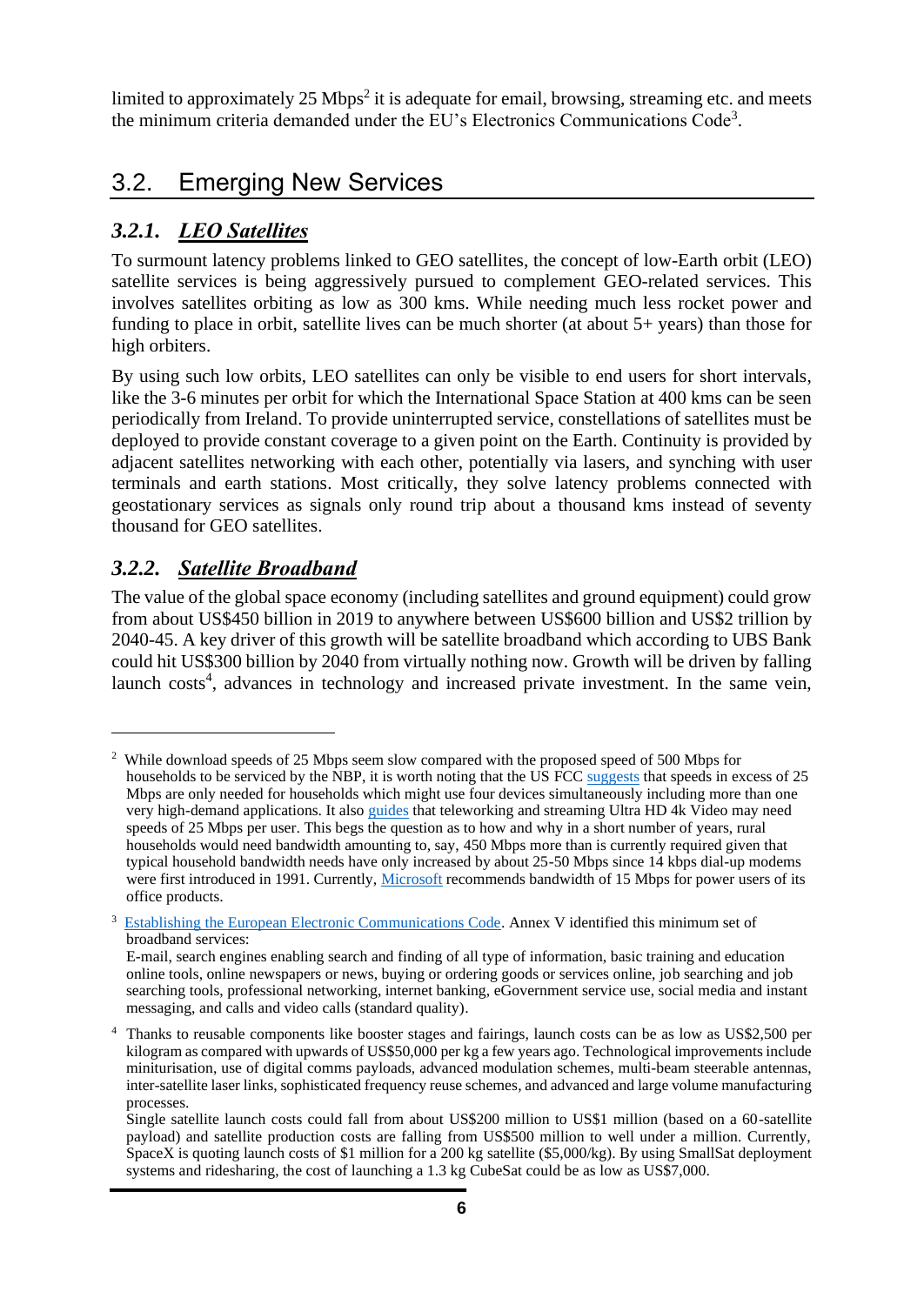limited to approximately 25 Mbps[2] it is adequate for email, browsing, streaming etc. and meets the minimum criteria demanded under the EU's Electronics Communications Code[3].

## 3.2. Emerging New Services

### 3.2.1. *LEO Satellites*

To surmount latency problems linked to GEO satellites, the concept of low-Earth orbit (LEO) satellite services is being aggressively pursued to complement GEO-related services. This involves satellites orbiting as low as 300 kms. While needing much less rocket power and funding to place in orbit, satellite lives can be much shorter (at about 5+ years) than those for high orbiters.

By using such low orbits, LEO satellites can only be visible to end users for short intervals, like the 3-6 minutes per orbit for which the International Space Station at 400 kms can be seen periodically from Ireland. To provide uninterrupted service, constellations of satellites must be deployed to provide constant coverage to a given point on the Earth. Continuity is provided by adjacent satellites networking with each other, potentially via lasers, and synching with user terminals and earth stations. Most critically, they solve latency problems connected with geostationary services as signals only round trip about a thousand kms instead of seventy thousand for GEO satellites.

### 3.2.2. *Satellite Broadband*

The value of the global space economy (including satellites and ground equipment) could grow from about US$450 billion in 2019 to anywhere between US$600 billion and US$2 trillion by 2040-45. A key driver of this growth will be satellite broadband which according to UBS Bank could hit US$300 billion by 2040 from virtually nothing now. Growth will be driven by falling launch costs[4], advances in technology and increased private investment. In the same vein,

---

[2] While download speeds of 25 Mbps seem slow compared with the proposed speed of 500 Mbps for households to be serviced by the NBP, it is worth noting that the US FCC suggests that speeds in excess of 25 Mbps are only needed for households which might use four devices simultaneously including more than one very high-demand applications. It also guides that teleworking and streaming Ultra HD 4k Video may need speeds of 25 Mbps per user. This begs the question as to how and why in a short number of years, rural households would need bandwidth amounting to, say, 450 Mbps more than is currently required given that typical household bandwidth needs have only increased by about 25-50 Mbps since 14 kbps dial-up modems were first introduced in 1991. Currently, Microsoft recommends bandwidth of 15 Mbps for power users of its office products.

[3] Establishing the European Electronic Communications Code. Annex V identified this minimum set of broadband services:
E-mail, search engines enabling search and finding of all type of information, basic training and education online tools, online newspapers or news, buying or ordering goods or services online, job searching and job searching tools, professional networking, internet banking, eGovernment service use, social media and instant messaging, and calls and video calls (standard quality).

[4] Thanks to reusable components like booster stages and fairings, launch costs can be as low as US$2,500 per kilogram as compared with upwards of US$50,000 per kg a few years ago. Technological improvements include miniturisation, use of digital comms payloads, advanced modulation schemes, multi-beam steerable antennas, inter-satellite laser links, sophisticated frequency reuse schemes, and advanced and large volume manufacturing processes.
Single satellite launch costs could fall from about US$200 million to US$1 million (based on a 60-satellite payload) and satellite production costs are falling from US$500 million to well under a million. Currently, SpaceX is quoting launch costs of $1 million for a 200 kg satellite ($5,000/kg). By using SmallSat deployment systems and ridesharing, the cost of launching a 1.3 kg CubeSat could be as low as US$7,000.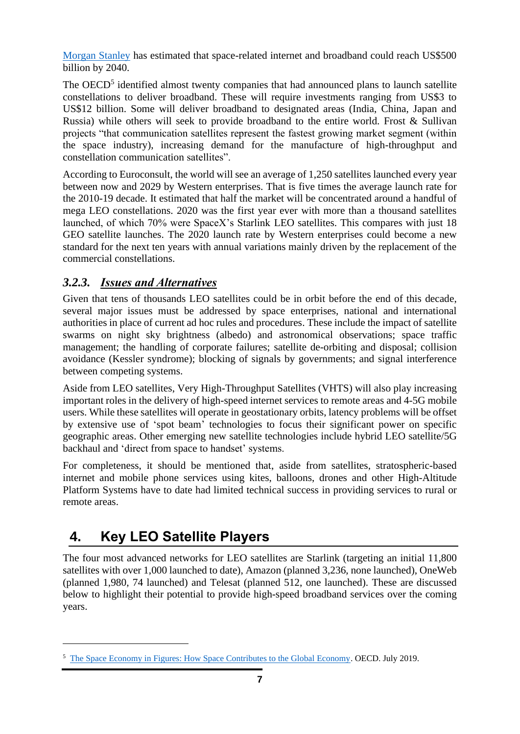Morgan Stanley has estimated that space-related internet and broadband could reach US$500 billion by 2040.

The OECD[5] identified almost twenty companies that had announced plans to launch satellite constellations to deliver broadband. These will require investments ranging from US$3 to US$12 billion. Some will deliver broadband to designated areas (India, China, Japan and Russia) while others will seek to provide broadband to the entire world. Frost & Sullivan projects "that communication satellites represent the fastest growing market segment (within the space industry), increasing demand for the manufacture of high-throughput and constellation communication satellites".

According to Euroconsult, the world will see an average of 1,250 satellites launched every year between now and 2029 by Western enterprises. That is five times the average launch rate for the 2010-19 decade. It estimated that half the market will be concentrated around a handful of mega LEO constellations. 2020 was the first year ever with more than a thousand satellites launched, of which 70% were SpaceX's Starlink LEO satellites. This compares with just 18 GEO satellite launches. The 2020 launch rate by Western enterprises could become a new standard for the next ten years with annual variations mainly driven by the replacement of the commercial constellations.

### 3.2.3. *Issues and Alternatives*

Given that tens of thousands LEO satellites could be in orbit before the end of this decade, several major issues must be addressed by space enterprises, national and international authorities in place of current ad hoc rules and procedures. These include the impact of satellite swarms on night sky brightness (albedo) and astronomical observations; space traffic management; the handling of corporate failures; satellite de-orbiting and disposal; collision avoidance (Kessler syndrome); blocking of signals by governments; and signal interference between competing systems.

Aside from LEO satellites, Very High-Throughput Satellites (VHTS) will also play increasing important roles in the delivery of high-speed internet services to remote areas and 4-5G mobile users. While these satellites will operate in geostationary orbits, latency problems will be offset by extensive use of 'spot beam' technologies to focus their significant power on specific geographic areas. Other emerging new satellite technologies include hybrid LEO satellite/5G backhaul and 'direct from space to handset' systems.

For completeness, it should be mentioned that, aside from satellites, stratospheric-based internet and mobile phone services using kites, balloons, drones and other High-Altitude Platform Systems have to date had limited technical success in providing services to rural or remote areas.

## 4. Key LEO Satellite Players

The four most advanced networks for LEO satellites are Starlink (targeting an initial 11,800 satellites with over 1,000 launched to date), Amazon (planned 3,236, none launched), OneWeb (planned 1,980, 74 launched) and Telesat (planned 512, one launched). These are discussed below to highlight their potential to provide high-speed broadband services over the coming years.

---

[5] The Space Economy in Figures: How Space Contributes to the Global Economy. OECD. July 2019.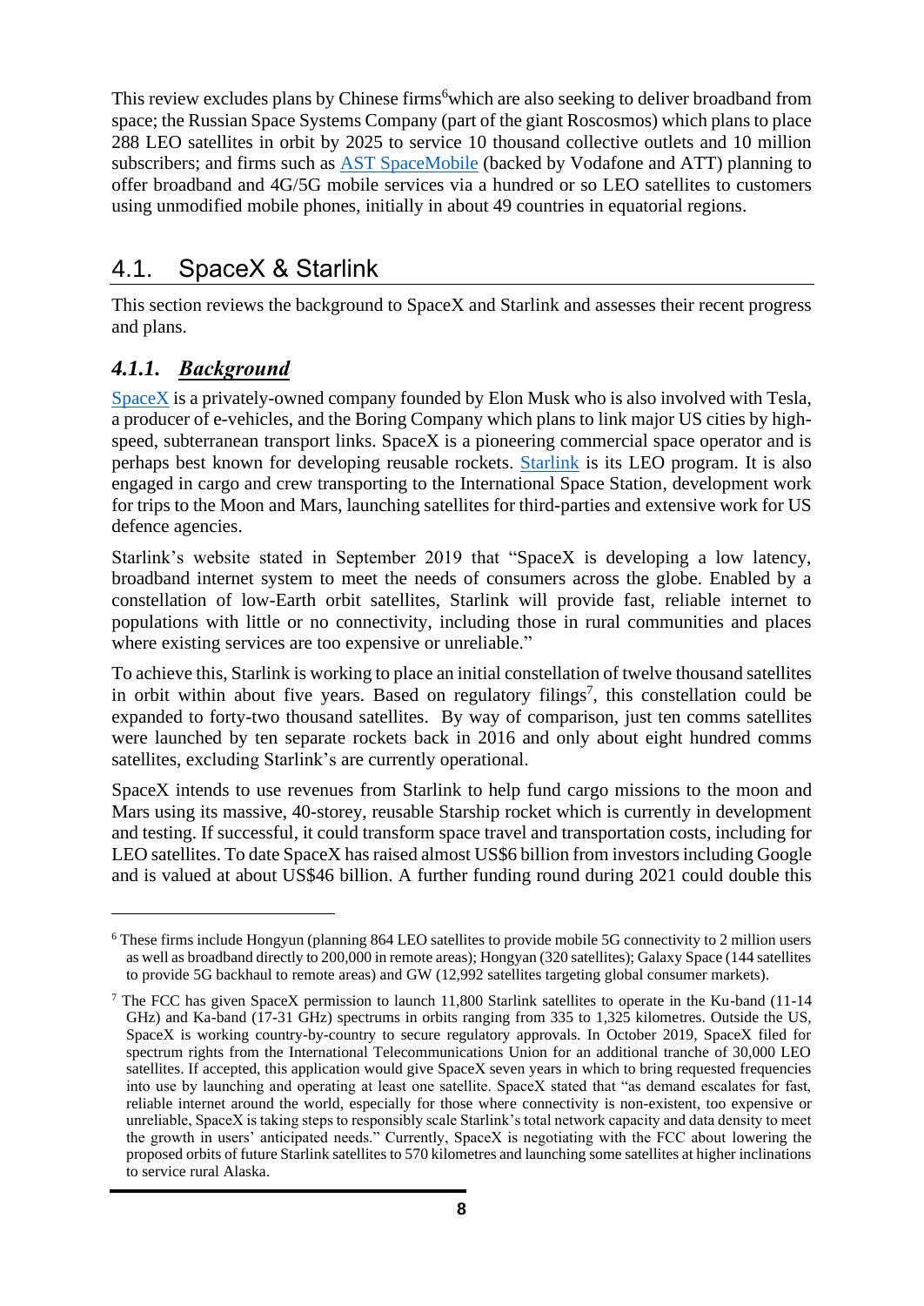This review excludes plans by Chinese firms[6] which are also seeking to deliver broadband from space; the Russian Space Systems Company (part of the giant Roscosmos) which plans to place 288 LEO satellites in orbit by 2025 to service 10 thousand collective outlets and 10 million subscribers; and firms such as AST SpaceMobile (backed by Vodafone and ATT) planning to offer broadband and 4G/5G mobile services via a hundred or so LEO satellites to customers using unmodified mobile phones, initially in about 49 countries in equatorial regions.

## 4.1. SpaceX & Starlink

This section reviews the background to SpaceX and Starlink and assesses their recent progress and plans.

### *4.1.1. Background*

SpaceX is a privately-owned company founded by Elon Musk who is also involved with Tesla, a producer of e-vehicles, and the Boring Company which plans to link major US cities by high-speed, subterranean transport links. SpaceX is a pioneering commercial space operator and is perhaps best known for developing reusable rockets. Starlink is its LEO program. It is also engaged in cargo and crew transporting to the International Space Station, development work for trips to the Moon and Mars, launching satellites for third-parties and extensive work for US defence agencies.

Starlink's website stated in September 2019 that "SpaceX is developing a low latency, broadband internet system to meet the needs of consumers across the globe. Enabled by a constellation of low-Earth orbit satellites, Starlink will provide fast, reliable internet to populations with little or no connectivity, including those in rural communities and places where existing services are too expensive or unreliable."

To achieve this, Starlink is working to place an initial constellation of twelve thousand satellites in orbit within about five years. Based on regulatory filings[7], this constellation could be expanded to forty-two thousand satellites. By way of comparison, just ten comms satellites were launched by ten separate rockets back in 2016 and only about eight hundred comms satellites, excluding Starlink's are currently operational.

SpaceX intends to use revenues from Starlink to help fund cargo missions to the moon and Mars using its massive, 40-storey, reusable Starship rocket which is currently in development and testing. If successful, it could transform space travel and transportation costs, including for LEO satellites. To date SpaceX has raised almost US$6 billion from investors including Google and is valued at about US$46 billion. A further funding round during 2021 could double this

---

[6] These firms include Hongyun (planning 864 LEO satellites to provide mobile 5G connectivity to 2 million users as well as broadband directly to 200,000 in remote areas); Hongyan (320 satellites); Galaxy Space (144 satellites to provide 5G backhaul to remote areas) and GW (12,992 satellites targeting global consumer markets).

[7] The FCC has given SpaceX permission to launch 11,800 Starlink satellites to operate in the Ku-band (11-14 GHz) and Ka-band (17-31 GHz) spectrums in orbits ranging from 335 to 1,325 kilometres. Outside the US, SpaceX is working country-by-country to secure regulatory approvals. In October 2019, SpaceX filed for spectrum rights from the International Telecommunications Union for an additional tranche of 30,000 LEO satellites. If accepted, this application would give SpaceX seven years in which to bring requested frequencies into use by launching and operating at least one satellite. SpaceX stated that "as demand escalates for fast, reliable internet around the world, especially for those where connectivity is non-existent, too expensive or unreliable, SpaceX is taking steps to responsibly scale Starlink's total network capacity and data density to meet the growth in users' anticipated needs." Currently, SpaceX is negotiating with the FCC about lowering the proposed orbits of future Starlink satellites to 570 kilometres and launching some satellites at higher inclinations to service rural Alaska.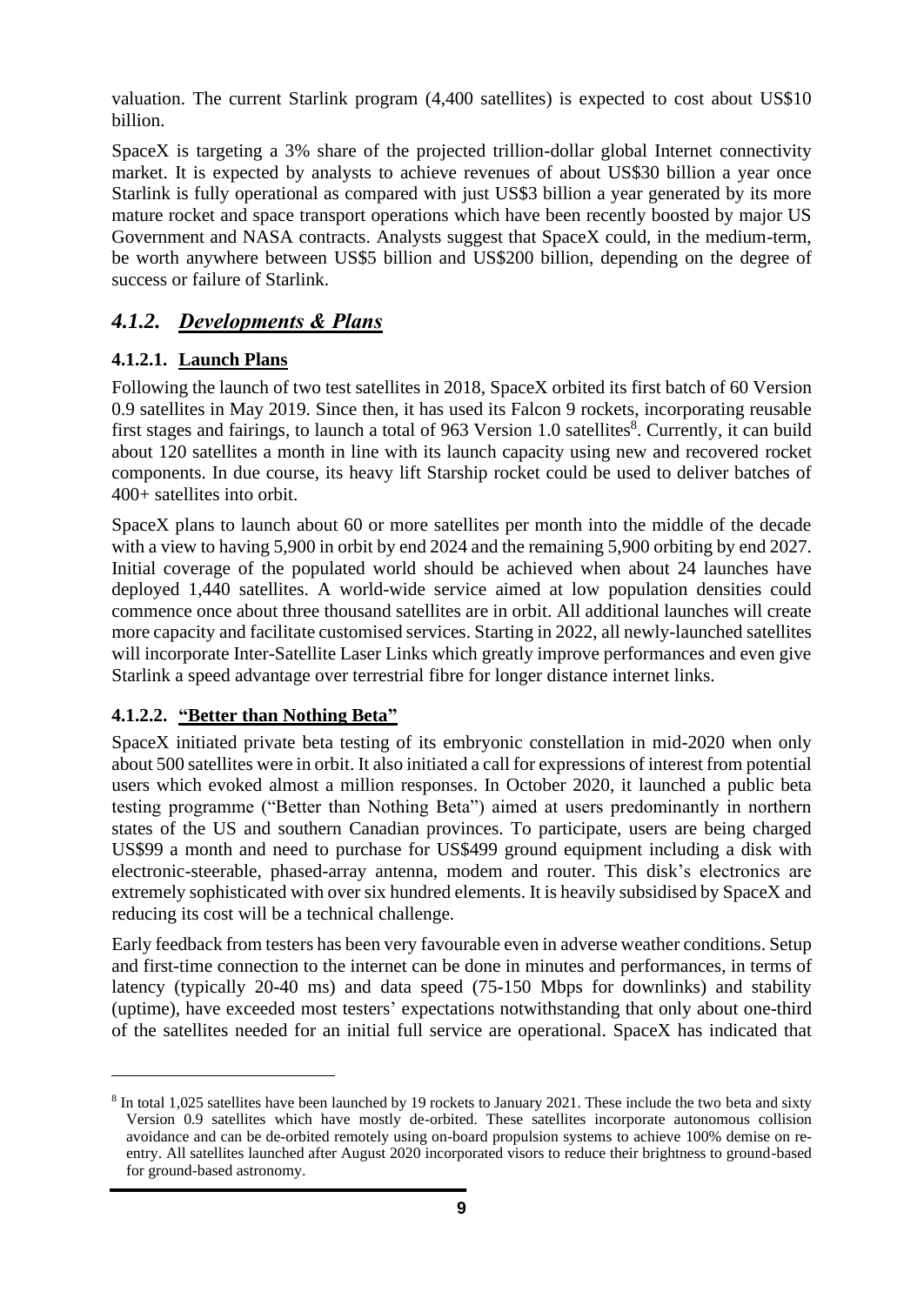valuation. The current Starlink program (4,400 satellites) is expected to cost about US$10 billion.

SpaceX is targeting a 3% share of the projected trillion-dollar global Internet connectivity market. It is expected by analysts to achieve revenues of about US$30 billion a year once Starlink is fully operational as compared with just US$3 billion a year generated by its more mature rocket and space transport operations which have been recently boosted by major US Government and NASA contracts. Analysts suggest that SpaceX could, in the medium-term, be worth anywhere between US$5 billion and US$200 billion, depending on the degree of success or failure of Starlink.

### *4.1.2. Developments & Plans*

#### 4.1.2.1. Launch Plans

Following the launch of two test satellites in 2018, SpaceX orbited its first batch of 60 Version 0.9 satellites in May 2019. Since then, it has used its Falcon 9 rockets, incorporating reusable first stages and fairings, to launch a total of 963 Version 1.0 satellites[8]. Currently, it can build about 120 satellites a month in line with its launch capacity using new and recovered rocket components. In due course, its heavy lift Starship rocket could be used to deliver batches of 400+ satellites into orbit.

SpaceX plans to launch about 60 or more satellites per month into the middle of the decade with a view to having 5,900 in orbit by end 2024 and the remaining 5,900 orbiting by end 2027. Initial coverage of the populated world should be achieved when about 24 launches have deployed 1,440 satellites. A world-wide service aimed at low population densities could commence once about three thousand satellites are in orbit. All additional launches will create more capacity and facilitate customised services. Starting in 2022, all newly-launched satellites will incorporate Inter-Satellite Laser Links which greatly improve performances and even give Starlink a speed advantage over terrestrial fibre for longer distance internet links.

#### 4.1.2.2. "Better than Nothing Beta"

SpaceX initiated private beta testing of its embryonic constellation in mid-2020 when only about 500 satellites were in orbit. It also initiated a call for expressions of interest from potential users which evoked almost a million responses. In October 2020, it launched a public beta testing programme ("Better than Nothing Beta") aimed at users predominantly in northern states of the US and southern Canadian provinces. To participate, users are being charged US$99 a month and need to purchase for US$499 ground equipment including a disk with electronic-steerable, phased-array antenna, modem and router. This disk's electronics are extremely sophisticated with over six hundred elements. It is heavily subsidised by SpaceX and reducing its cost will be a technical challenge.

Early feedback from testers has been very favourable even in adverse weather conditions. Setup and first-time connection to the internet can be done in minutes and performances, in terms of latency (typically 20-40 ms) and data speed (75-150 Mbps for downlinks) and stability (uptime), have exceeded most testers' expectations notwithstanding that only about one-third of the satellites needed for an initial full service are operational. SpaceX has indicated that

---

[8] In total 1,025 satellites have been launched by 19 rockets to January 2021. These include the two beta and sixty Version 0.9 satellites which have mostly de-orbited. These satellites incorporate autonomous collision avoidance and can be de-orbited remotely using on-board propulsion systems to achieve 100% demise on re-entry. All satellites launched after August 2020 incorporated visors to reduce their brightness to ground-based for ground-based astronomy.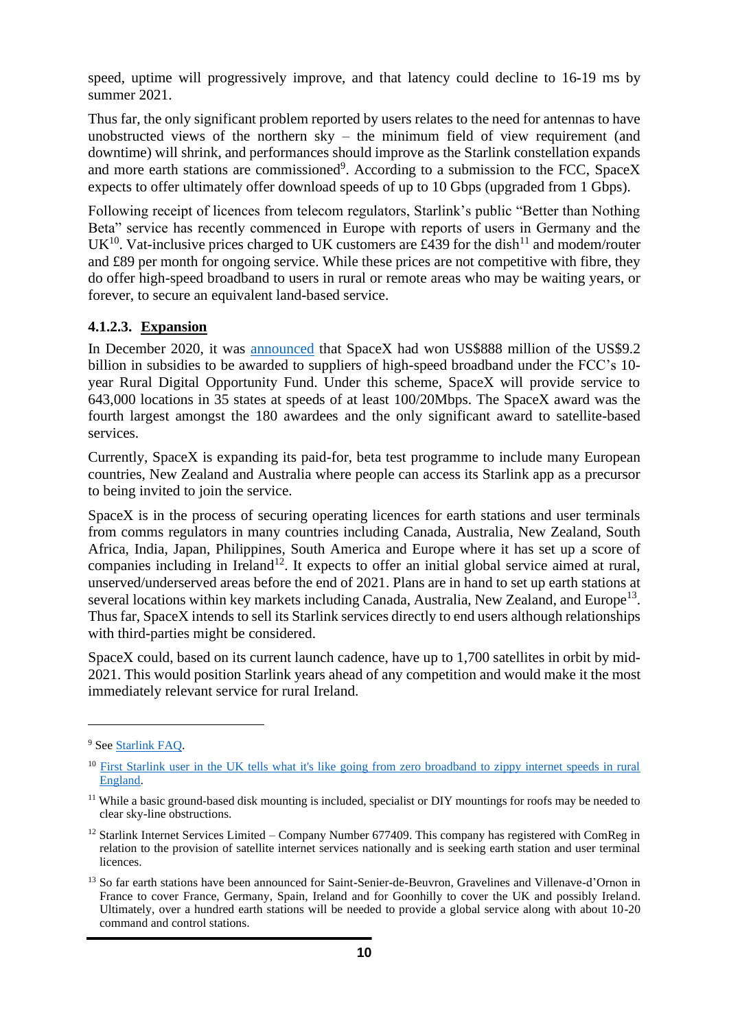speed, uptime will progressively improve, and that latency could decline to 16-19 ms by summer 2021.

Thus far, the only significant problem reported by users relates to the need for antennas to have unobstructed views of the northern sky – the minimum field of view requirement (and downtime) will shrink, and performances should improve as the Starlink constellation expands and more earth stations are commissioned[9]. According to a submission to the FCC, SpaceX expects to offer ultimately offer download speeds of up to 10 Gbps (upgraded from 1 Gbps).

Following receipt of licences from telecom regulators, Starlink's public "Better than Nothing Beta" service has recently commenced in Europe with reports of users in Germany and the UK[10]. Vat-inclusive prices charged to UK customers are £439 for the dish[11] and modem/router and £89 per month for ongoing service. While these prices are not competitive with fibre, they do offer high-speed broadband to users in rural or remote areas who may be waiting years, or forever, to secure an equivalent land-based service.

#### 4.1.2.3. Expansion

In December 2020, it was announced that SpaceX had won US$888 million of the US$9.2 billion in subsidies to be awarded to suppliers of high-speed broadband under the FCC's 10-year Rural Digital Opportunity Fund. Under this scheme, SpaceX will provide service to 643,000 locations in 35 states at speeds of at least 100/20Mbps. The SpaceX award was the fourth largest amongst the 180 awardees and the only significant award to satellite-based services.

Currently, SpaceX is expanding its paid-for, beta test programme to include many European countries, New Zealand and Australia where people can access its Starlink app as a precursor to being invited to join the service.

SpaceX is in the process of securing operating licences for earth stations and user terminals from comms regulators in many countries including Canada, Australia, New Zealand, South Africa, India, Japan, Philippines, South America and Europe where it has set up a score of companies including in Ireland[12]. It expects to offer an initial global service aimed at rural, unserved/underserved areas before the end of 2021. Plans are in hand to set up earth stations at several locations within key markets including Canada, Australia, New Zealand, and Europe[13]. Thus far, SpaceX intends to sell its Starlink services directly to end users although relationships with third-parties might be considered.

SpaceX could, based on its current launch cadence, have up to 1,700 satellites in orbit by mid-2021. This would position Starlink years ahead of any competition and would make it the most immediately relevant service for rural Ireland.

---

[9] See Starlink FAQ.

[10] First Starlink user in the UK tells what it's like going from zero broadband to zippy internet speeds in rural England.

[11] While a basic ground-based disk mounting is included, specialist or DIY mountings for roofs may be needed to clear sky-line obstructions.

[12] Starlink Internet Services Limited – Company Number 677409. This company has registered with ComReg in relation to the provision of satellite internet services nationally and is seeking earth station and user terminal licences.

[13] So far earth stations have been announced for Saint-Senier-de-Beuvron, Gravelines and Villenave-d'Ornon in France to cover France, Germany, Spain, Ireland and for Goonhilly to cover the UK and possibly Ireland. Ultimately, over a hundred earth stations will be needed to provide a global service along with about 10-20 command and control stations.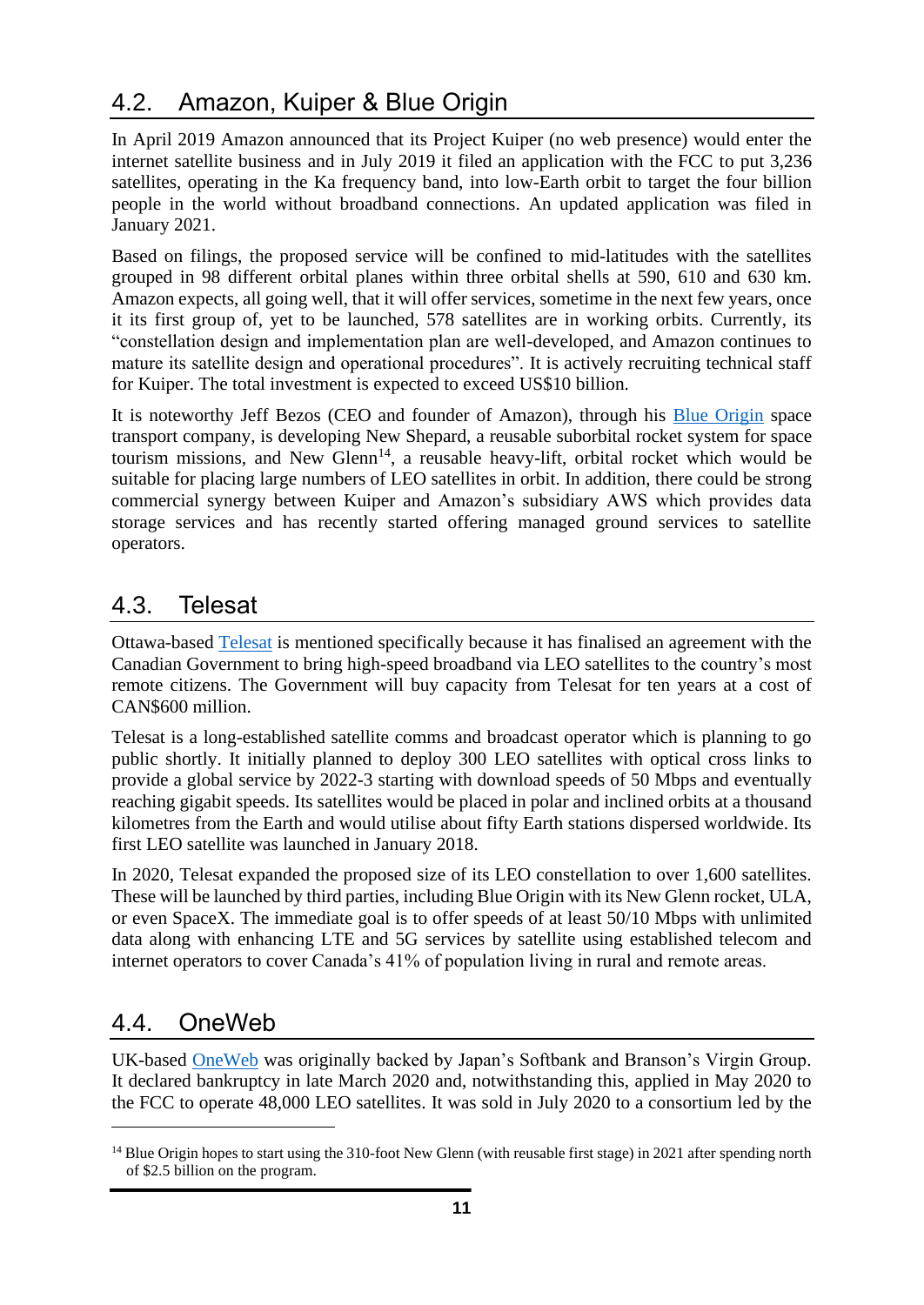## 4.2. Amazon, Kuiper & Blue Origin

In April 2019 Amazon announced that its Project Kuiper (no web presence) would enter the internet satellite business and in July 2019 it filed an application with the FCC to put 3,236 satellites, operating in the Ka frequency band, into low-Earth orbit to target the four billion people in the world without broadband connections. An updated application was filed in January 2021.

Based on filings, the proposed service will be confined to mid-latitudes with the satellites grouped in 98 different orbital planes within three orbital shells at 590, 610 and 630 km. Amazon expects, all going well, that it will offer services, sometime in the next few years, once it its first group of, yet to be launched, 578 satellites are in working orbits. Currently, its "constellation design and implementation plan are well-developed, and Amazon continues to mature its satellite design and operational procedures". It is actively recruiting technical staff for Kuiper. The total investment is expected to exceed US$10 billion.

It is noteworthy Jeff Bezos (CEO and founder of Amazon), through his Blue Origin space transport company, is developing New Shepard, a reusable suborbital rocket system for space tourism missions, and New Glenn[14], a reusable heavy-lift, orbital rocket which would be suitable for placing large numbers of LEO satellites in orbit. In addition, there could be strong commercial synergy between Kuiper and Amazon's subsidiary AWS which provides data storage services and has recently started offering managed ground services to satellite operators.

## 4.3. Telesat

Ottawa-based Telesat is mentioned specifically because it has finalised an agreement with the Canadian Government to bring high-speed broadband via LEO satellites to the country's most remote citizens. The Government will buy capacity from Telesat for ten years at a cost of CAN$600 million.

Telesat is a long-established satellite comms and broadcast operator which is planning to go public shortly. It initially planned to deploy 300 LEO satellites with optical cross links to provide a global service by 2022-3 starting with download speeds of 50 Mbps and eventually reaching gigabit speeds. Its satellites would be placed in polar and inclined orbits at a thousand kilometres from the Earth and would utilise about fifty Earth stations dispersed worldwide. Its first LEO satellite was launched in January 2018.

In 2020, Telesat expanded the proposed size of its LEO constellation to over 1,600 satellites. These will be launched by third parties, including Blue Origin with its New Glenn rocket, ULA, or even SpaceX. The immediate goal is to offer speeds of at least 50/10 Mbps with unlimited data along with enhancing LTE and 5G services by satellite using established telecom and internet operators to cover Canada's 41% of population living in rural and remote areas.

## 4.4. OneWeb

UK-based OneWeb was originally backed by Japan's Softbank and Branson's Virgin Group. It declared bankruptcy in late March 2020 and, notwithstanding this, applied in May 2020 to the FCC to operate 48,000 LEO satellites. It was sold in July 2020 to a consortium led by the

---

[14] Blue Origin hopes to start using the 310-foot New Glenn (with reusable first stage) in 2021 after spending north of $2.5 billion on the program.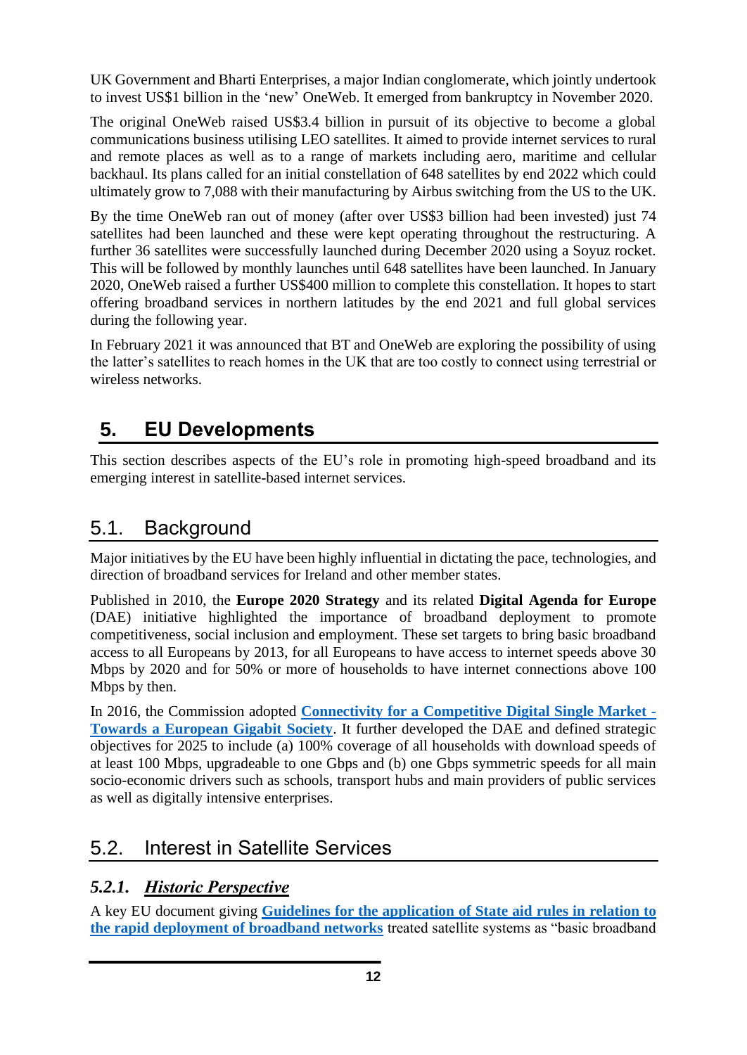UK Government and Bharti Enterprises, a major Indian conglomerate, which jointly undertook to invest US$1 billion in the 'new' OneWeb. It emerged from bankruptcy in November 2020.

The original OneWeb raised US$3.4 billion in pursuit of its objective to become a global communications business utilising LEO satellites. It aimed to provide internet services to rural and remote places as well as to a range of markets including aero, maritime and cellular backhaul. Its plans called for an initial constellation of 648 satellites by end 2022 which could ultimately grow to 7,088 with their manufacturing by Airbus switching from the US to the UK.

By the time OneWeb ran out of money (after over US$3 billion had been invested) just 74 satellites had been launched and these were kept operating throughout the restructuring. A further 36 satellites were successfully launched during December 2020 using a Soyuz rocket. This will be followed by monthly launches until 648 satellites have been launched. In January 2020, OneWeb raised a further US$400 million to complete this constellation. It hopes to start offering broadband services in northern latitudes by the end 2021 and full global services during the following year.

In February 2021 it was announced that BT and OneWeb are exploring the possibility of using the latter's satellites to reach homes in the UK that are too costly to connect using terrestrial or wireless networks.

# 5. EU Developments

This section describes aspects of the EU's role in promoting high-speed broadband and its emerging interest in satellite-based internet services.

## 5.1. Background

Major initiatives by the EU have been highly influential in dictating the pace, technologies, and direction of broadband services for Ireland and other member states.

Published in 2010, the **Europe 2020 Strategy** and its related **Digital Agenda for Europe** (DAE) initiative highlighted the importance of broadband deployment to promote competitiveness, social inclusion and employment. These set targets to bring basic broadband access to all Europeans by 2013, for all Europeans to have access to internet speeds above 30 Mbps by 2020 and for 50% or more of households to have internet connections above 100 Mbps by then.

In 2016, the Commission adopted **Connectivity for a Competitive Digital Single Market - Towards a European Gigabit Society**. It further developed the DAE and defined strategic objectives for 2025 to include (a) 100% coverage of all households with download speeds of at least 100 Mbps, upgradeable to one Gbps and (b) one Gbps symmetric speeds for all main socio-economic drivers such as schools, transport hubs and main providers of public services as well as digitally intensive enterprises.

## 5.2. Interest in Satellite Services

### *5.2.1. Historic Perspective*

A key EU document giving **Guidelines for the application of State aid rules in relation to the rapid deployment of broadband networks** treated satellite systems as "basic broadband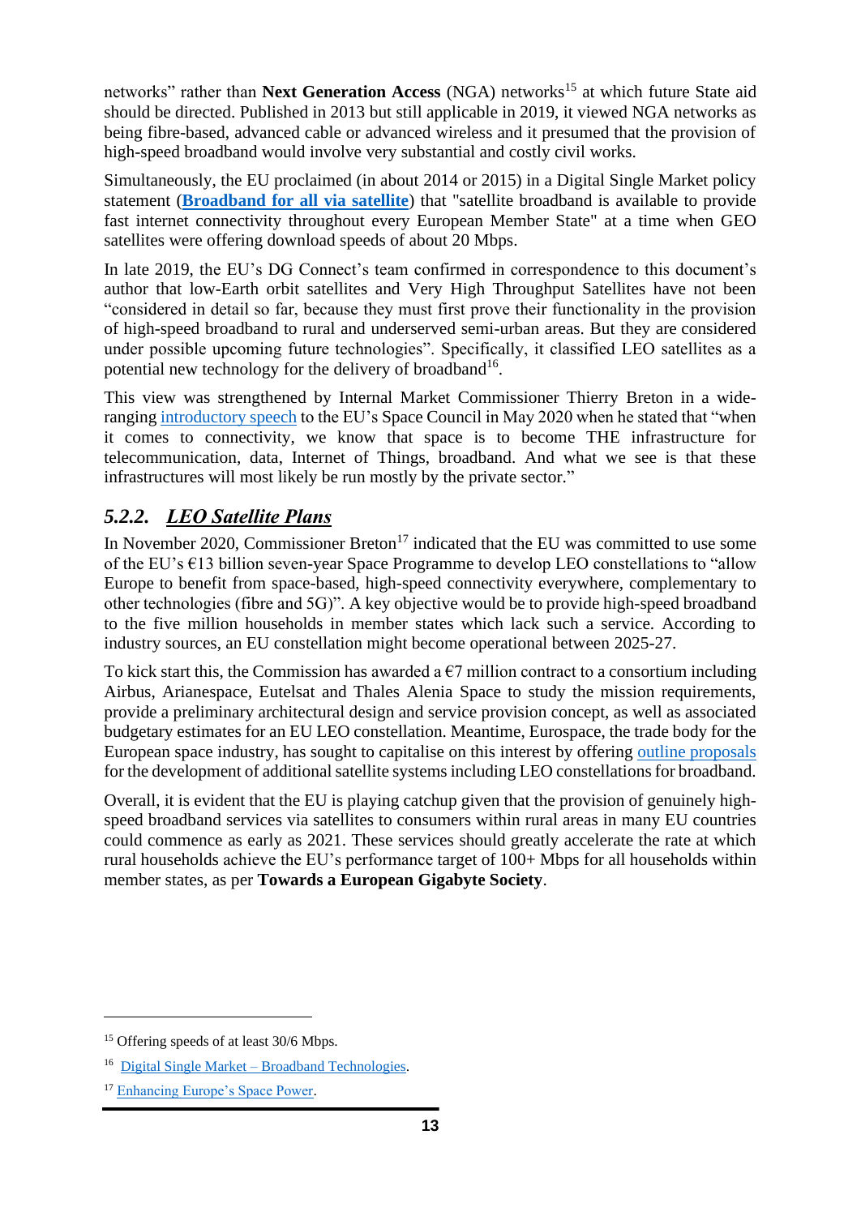networks" rather than **Next Generation Access** (NGA) networks[15] at which future State aid should be directed. Published in 2013 but still applicable in 2019, it viewed NGA networks as being fibre-based, advanced cable or advanced wireless and it presumed that the provision of high-speed broadband would involve very substantial and costly civil works.

Simultaneously, the EU proclaimed (in about 2014 or 2015) in a Digital Single Market policy statement (**Broadband for all via satellite**) that "satellite broadband is available to provide fast internet connectivity throughout every European Member State" at a time when GEO satellites were offering download speeds of about 20 Mbps.

In late 2019, the EU's DG Connect's team confirmed in correspondence to this document's author that low-Earth orbit satellites and Very High Throughput Satellites have not been "considered in detail so far, because they must first prove their functionality in the provision of high-speed broadband to rural and underserved semi-urban areas. But they are considered under possible upcoming future technologies". Specifically, it classified LEO satellites as a potential new technology for the delivery of broadband[16].

This view was strengthened by Internal Market Commissioner Thierry Breton in a wide-ranging introductory speech to the EU's Space Council in May 2020 when he stated that "when it comes to connectivity, we know that space is to become THE infrastructure for telecommunication, data, Internet of Things, broadband. And what we see is that these infrastructures will most likely be run mostly by the private sector."

### 5.2.2. *LEO Satellite Plans*

In November 2020, Commissioner Breton[17] indicated that the EU was committed to use some of the EU's €13 billion seven-year Space Programme to develop LEO constellations to "allow Europe to benefit from space-based, high-speed connectivity everywhere, complementary to other technologies (fibre and 5G)". A key objective would be to provide high-speed broadband to the five million households in member states which lack such a service. According to industry sources, an EU constellation might become operational between 2025-27.

To kick start this, the Commission has awarded a €7 million contract to a consortium including Airbus, Arianespace, Eutelsat and Thales Alenia Space to study the mission requirements, provide a preliminary architectural design and service provision concept, as well as associated budgetary estimates for an EU LEO constellation. Meantime, Eurospace, the trade body for the European space industry, has sought to capitalise on this interest by offering outline proposals for the development of additional satellite systems including LEO constellations for broadband.

Overall, it is evident that the EU is playing catchup given that the provision of genuinely high-speed broadband services via satellites to consumers within rural areas in many EU countries could commence as early as 2021. These services should greatly accelerate the rate at which rural households achieve the EU's performance target of 100+ Mbps for all households within member states, as per **Towards a European Gigabyte Society**.

---

[15] Offering speeds of at least 30/6 Mbps.

[16] Digital Single Market – Broadband Technologies.

[17] Enhancing Europe's Space Power.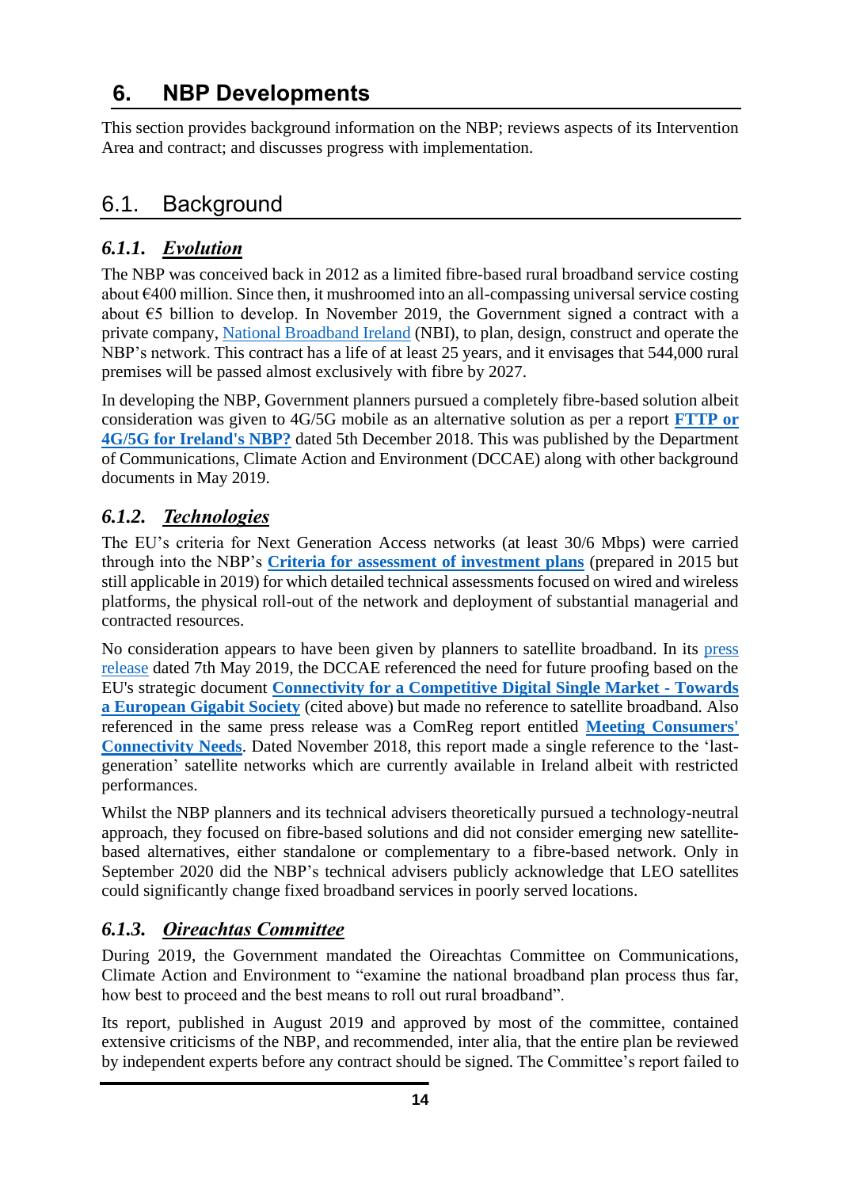# 6. NBP Developments

This section provides background information on the NBP; reviews aspects of its Intervention Area and contract; and discusses progress with implementation.

## 6.1. Background

### *6.1.1. Evolution*

The NBP was conceived back in 2012 as a limited fibre-based rural broadband service costing about €400 million. Since then, it mushroomed into an all-compassing universal service costing about €5 billion to develop. In November 2019, the Government signed a contract with a private company, National Broadband Ireland (NBI), to plan, design, construct and operate the NBP's network. This contract has a life of at least 25 years, and it envisages that 544,000 rural premises will be passed almost exclusively with fibre by 2027.

In developing the NBP, Government planners pursued a completely fibre-based solution albeit consideration was given to 4G/5G mobile as an alternative solution as per a report **FTTP or 4G/5G for Ireland's NBP?** dated 5th December 2018. This was published by the Department of Communications, Climate Action and Environment (DCCAE) along with other background documents in May 2019.

### *6.1.2. Technologies*

The EU's criteria for Next Generation Access networks (at least 30/6 Mbps) were carried through into the NBP's **Criteria for assessment of investment plans** (prepared in 2015 but still applicable in 2019) for which detailed technical assessments focused on wired and wireless platforms, the physical roll-out of the network and deployment of substantial managerial and contracted resources.

No consideration appears to have been given by planners to satellite broadband. In its press release dated 7th May 2019, the DCCAE referenced the need for future proofing based on the EU's strategic document **Connectivity for a Competitive Digital Single Market - Towards a European Gigabit Society** (cited above) but made no reference to satellite broadband. Also referenced in the same press release was a ComReg report entitled **Meeting Consumers' Connectivity Needs**. Dated November 2018, this report made a single reference to the 'last-generation' satellite networks which are currently available in Ireland albeit with restricted performances.

Whilst the NBP planners and its technical advisers theoretically pursued a technology-neutral approach, they focused on fibre-based solutions and did not consider emerging new satellite-based alternatives, either standalone or complementary to a fibre-based network. Only in September 2020 did the NBP's technical advisers publicly acknowledge that LEO satellites could significantly change fixed broadband services in poorly served locations.

### *6.1.3. Oireachtas Committee*

During 2019, the Government mandated the Oireachtas Committee on Communications, Climate Action and Environment to "examine the national broadband plan process thus far, how best to proceed and the best means to roll out rural broadband".

Its report, published in August 2019 and approved by most of the committee, contained extensive criticisms of the NBP, and recommended, inter alia, that the entire plan be reviewed by independent experts before any contract should be signed. The Committee's report failed to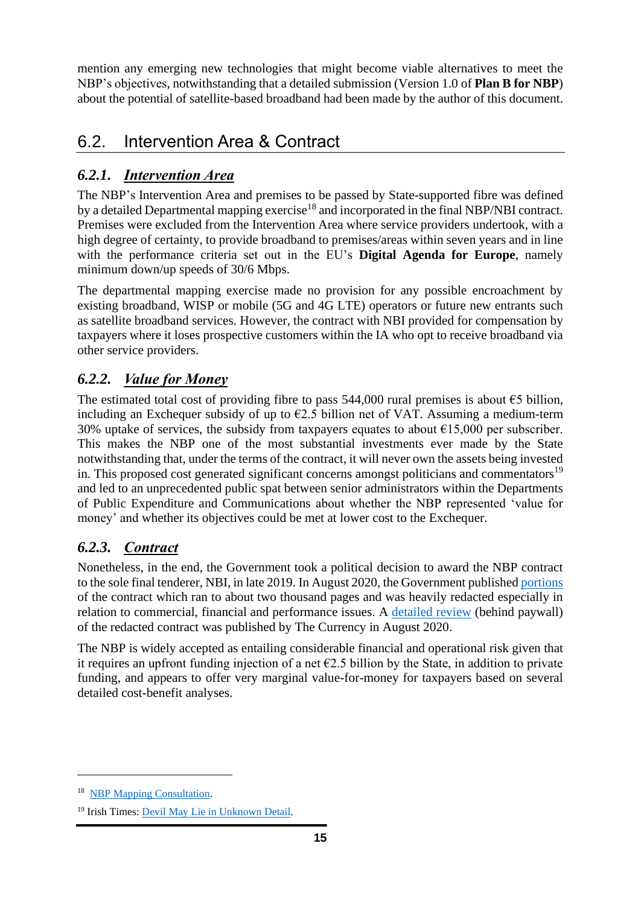mention any emerging new technologies that might become viable alternatives to meet the NBP's objectives, notwithstanding that a detailed submission (Version 1.0 of **Plan B for NBP**) about the potential of satellite-based broadband had been made by the author of this document.

## 6.2. Intervention Area & Contract

### ***6.2.1. Intervention Area***

The NBP's Intervention Area and premises to be passed by State-supported fibre was defined by a detailed Departmental mapping exercise[18] and incorporated in the final NBP/NBI contract. Premises were excluded from the Intervention Area where service providers undertook, with a high degree of certainty, to provide broadband to premises/areas within seven years and in line with the performance criteria set out in the EU's **Digital Agenda for Europe**, namely minimum down/up speeds of 30/6 Mbps.

The departmental mapping exercise made no provision for any possible encroachment by existing broadband, WISP or mobile (5G and 4G LTE) operators or future new entrants such as satellite broadband services. However, the contract with NBI provided for compensation by taxpayers where it loses prospective customers within the IA who opt to receive broadband via other service providers.

### ***6.2.2. Value for Money***

The estimated total cost of providing fibre to pass 544,000 rural premises is about €5 billion, including an Exchequer subsidy of up to €2.5 billion net of VAT. Assuming a medium-term 30% uptake of services, the subsidy from taxpayers equates to about €15,000 per subscriber. This makes the NBP one of the most substantial investments ever made by the State notwithstanding that, under the terms of the contract, it will never own the assets being invested in. This proposed cost generated significant concerns amongst politicians and commentators[19] and led to an unprecedented public spat between senior administrators within the Departments of Public Expenditure and Communications about whether the NBP represented 'value for money' and whether its objectives could be met at lower cost to the Exchequer.

### ***6.2.3. Contract***

Nonetheless, in the end, the Government took a political decision to award the NBP contract to the sole final tenderer, NBI, in late 2019. In August 2020, the Government published portions of the contract which ran to about two thousand pages and was heavily redacted especially in relation to commercial, financial and performance issues. A detailed review (behind paywall) of the redacted contract was published by The Currency in August 2020.

The NBP is widely accepted as entailing considerable financial and operational risk given that it requires an upfront funding injection of a net €2.5 billion by the State, in addition to private funding, and appears to offer very marginal value-for-money for taxpayers based on several detailed cost-benefit analyses.

---

[18] NBP Mapping Consultation.

[19] Irish Times: Devil May Lie in Unknown Detail.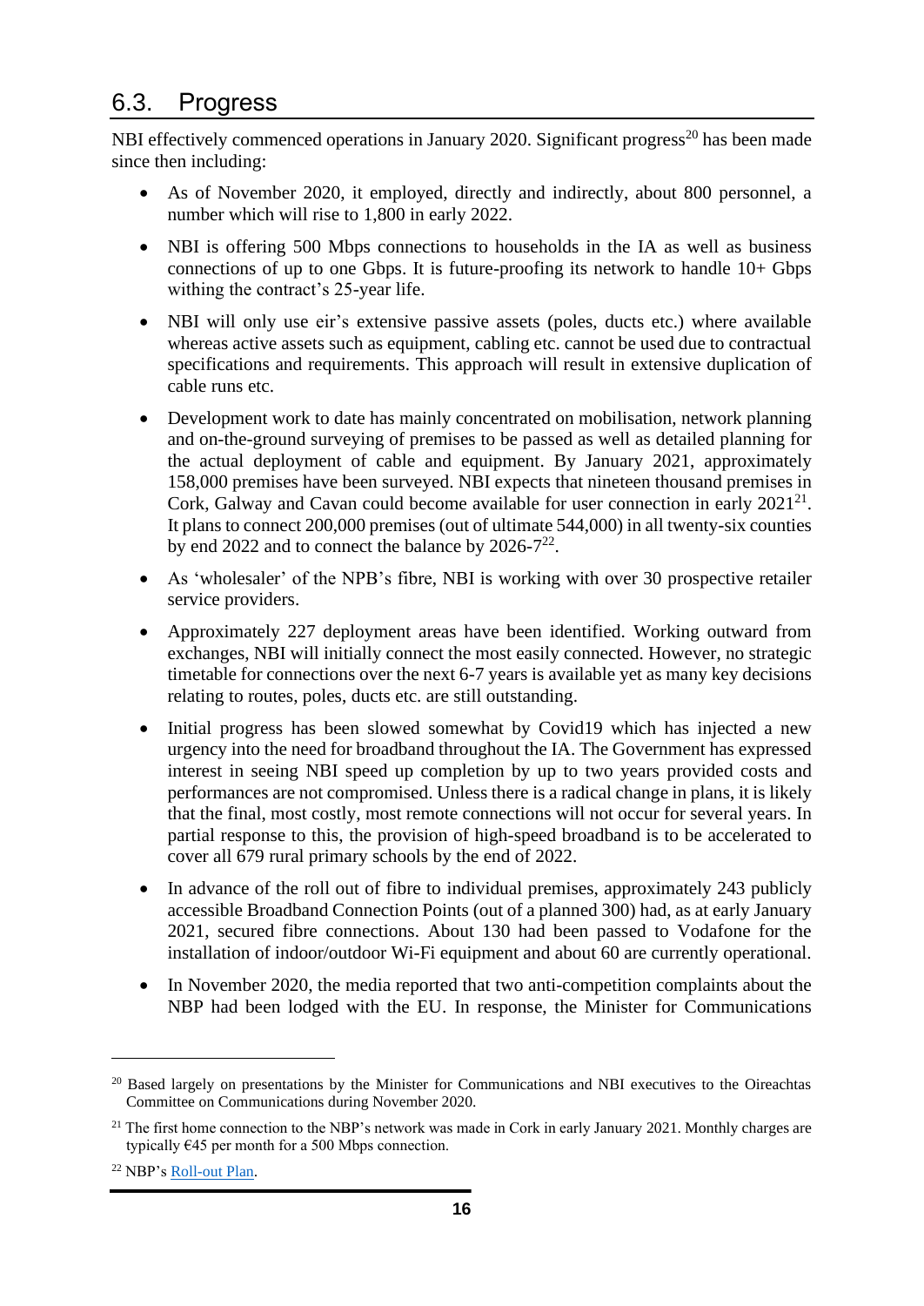## 6.3. Progress

NBI effectively commenced operations in January 2020. Significant progress[20] has been made since then including:

- As of November 2020, it employed, directly and indirectly, about 800 personnel, a number which will rise to 1,800 in early 2022.
- NBI is offering 500 Mbps connections to households in the IA as well as business connections of up to one Gbps. It is future-proofing its network to handle 10+ Gbps withing the contract's 25-year life.
- NBI will only use eir's extensive passive assets (poles, ducts etc.) where available whereas active assets such as equipment, cabling etc. cannot be used due to contractual specifications and requirements. This approach will result in extensive duplication of cable runs etc.
- Development work to date has mainly concentrated on mobilisation, network planning and on-the-ground surveying of premises to be passed as well as detailed planning for the actual deployment of cable and equipment. By January 2021, approximately 158,000 premises have been surveyed. NBI expects that nineteen thousand premises in Cork, Galway and Cavan could become available for user connection in early 2021[21]. It plans to connect 200,000 premises (out of ultimate 544,000) in all twenty-six counties by end 2022 and to connect the balance by 2026-7[22].
- As 'wholesaler' of the NPB's fibre, NBI is working with over 30 prospective retailer service providers.
- Approximately 227 deployment areas have been identified. Working outward from exchanges, NBI will initially connect the most easily connected. However, no strategic timetable for connections over the next 6-7 years is available yet as many key decisions relating to routes, poles, ducts etc. are still outstanding.
- Initial progress has been slowed somewhat by Covid19 which has injected a new urgency into the need for broadband throughout the IA. The Government has expressed interest in seeing NBI speed up completion by up to two years provided costs and performances are not compromised. Unless there is a radical change in plans, it is likely that the final, most costly, most remote connections will not occur for several years. In partial response to this, the provision of high-speed broadband is to be accelerated to cover all 679 rural primary schools by the end of 2022.
- In advance of the roll out of fibre to individual premises, approximately 243 publicly accessible Broadband Connection Points (out of a planned 300) had, as at early January 2021, secured fibre connections. About 130 had been passed to Vodafone for the installation of indoor/outdoor Wi-Fi equipment and about 60 are currently operational.
- In November 2020, the media reported that two anti-competition complaints about the NBP had been lodged with the EU. In response, the Minister for Communications

---

[20] Based largely on presentations by the Minister for Communications and NBI executives to the Oireachtas Committee on Communications during November 2020.

[21] The first home connection to the NBP's network was made in Cork in early January 2021. Monthly charges are typically €45 per month for a 500 Mbps connection.

[22] NBP's Roll-out Plan.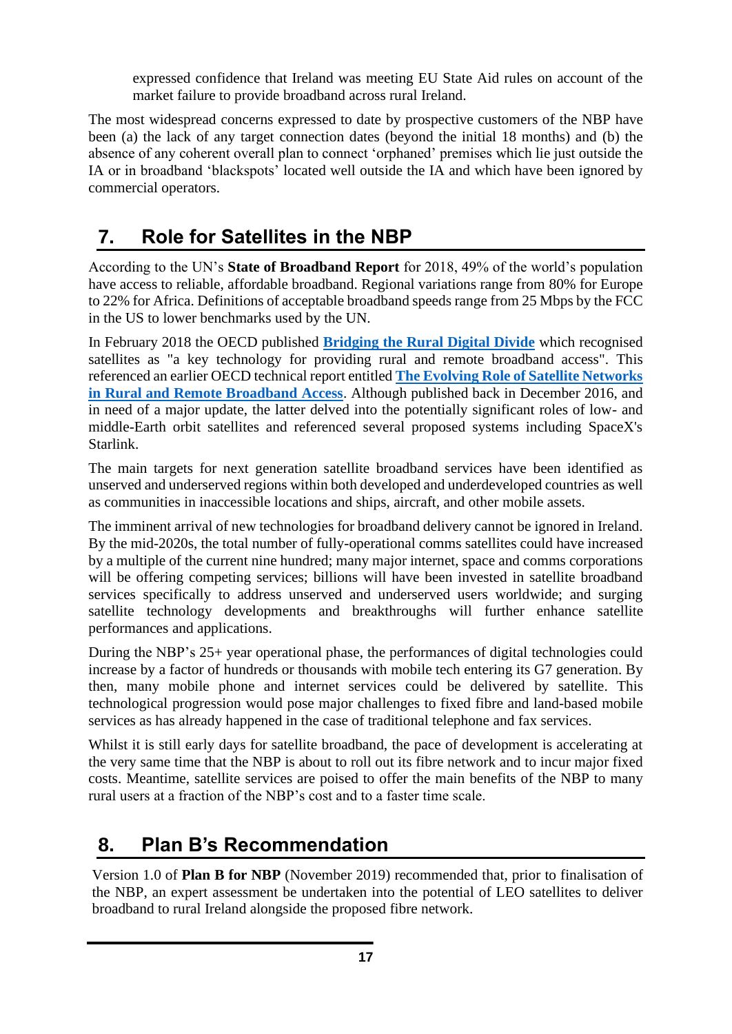expressed confidence that Ireland was meeting EU State Aid rules on account of the market failure to provide broadband across rural Ireland.

The most widespread concerns expressed to date by prospective customers of the NBP have been (a) the lack of any target connection dates (beyond the initial 18 months) and (b) the absence of any coherent overall plan to connect 'orphaned' premises which lie just outside the IA or in broadband 'blackspots' located well outside the IA and which have been ignored by commercial operators.

## 7. Role for Satellites in the NBP

According to the UN's **State of Broadband Report** for 2018, 49% of the world's population have access to reliable, affordable broadband. Regional variations range from 80% for Europe to 22% for Africa. Definitions of acceptable broadband speeds range from 25 Mbps by the FCC in the US to lower benchmarks used by the UN.

In February 2018 the OECD published **Bridging the Rural Digital Divide** which recognised satellites as "a key technology for providing rural and remote broadband access". This referenced an earlier OECD technical report entitled **The Evolving Role of Satellite Networks in Rural and Remote Broadband Access**. Although published back in December 2016, and in need of a major update, the latter delved into the potentially significant roles of low- and middle-Earth orbit satellites and referenced several proposed systems including SpaceX's Starlink.

The main targets for next generation satellite broadband services have been identified as unserved and underserved regions within both developed and underdeveloped countries as well as communities in inaccessible locations and ships, aircraft, and other mobile assets.

The imminent arrival of new technologies for broadband delivery cannot be ignored in Ireland. By the mid-2020s, the total number of fully-operational comms satellites could have increased by a multiple of the current nine hundred; many major internet, space and comms corporations will be offering competing services; billions will have been invested in satellite broadband services specifically to address unserved and underserved users worldwide; and surging satellite technology developments and breakthroughs will further enhance satellite performances and applications.

During the NBP's 25+ year operational phase, the performances of digital technologies could increase by a factor of hundreds or thousands with mobile tech entering its G7 generation. By then, many mobile phone and internet services could be delivered by satellite. This technological progression would pose major challenges to fixed fibre and land-based mobile services as has already happened in the case of traditional telephone and fax services.

Whilst it is still early days for satellite broadband, the pace of development is accelerating at the very same time that the NBP is about to roll out its fibre network and to incur major fixed costs. Meantime, satellite services are poised to offer the main benefits of the NBP to many rural users at a fraction of the NBP's cost and to a faster time scale.

## 8. Plan B's Recommendation

Version 1.0 of **Plan B for NBP** (November 2019) recommended that, prior to finalisation of the NBP, an expert assessment be undertaken into the potential of LEO satellites to deliver broadband to rural Ireland alongside the proposed fibre network.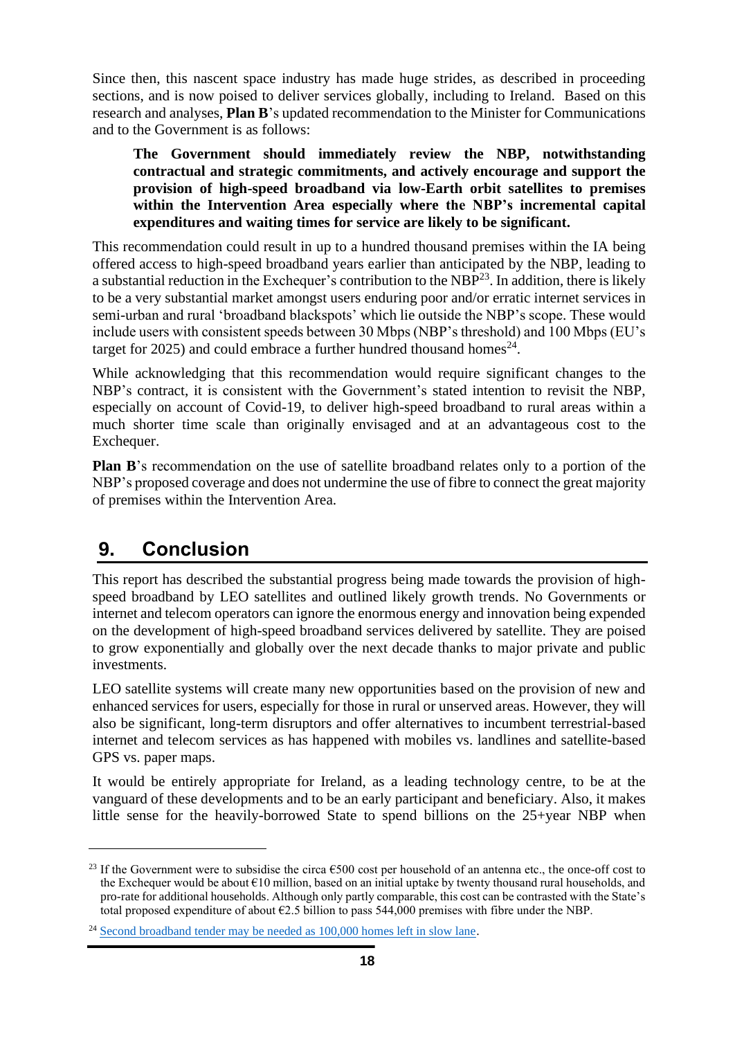Since then, this nascent space industry has made huge strides, as described in proceeding sections, and is now poised to deliver services globally, including to Ireland. Based on this research and analyses, **Plan B**'s updated recommendation to the Minister for Communications and to the Government is as follows:

> **The Government should immediately review the NBP, notwithstanding contractual and strategic commitments, and actively encourage and support the provision of high-speed broadband via low-Earth orbit satellites to premises within the Intervention Area especially where the NBP's incremental capital expenditures and waiting times for service are likely to be significant.**

This recommendation could result in up to a hundred thousand premises within the IA being offered access to high-speed broadband years earlier than anticipated by the NBP, leading to a substantial reduction in the Exchequer's contribution to the NBP[23]. In addition, there is likely to be a very substantial market amongst users enduring poor and/or erratic internet services in semi-urban and rural 'broadband blackspots' which lie outside the NBP's scope. These would include users with consistent speeds between 30 Mbps (NBP's threshold) and 100 Mbps (EU's target for 2025) and could embrace a further hundred thousand homes[24].

While acknowledging that this recommendation would require significant changes to the NBP's contract, it is consistent with the Government's stated intention to revisit the NBP, especially on account of Covid-19, to deliver high-speed broadband to rural areas within a much shorter time scale than originally envisaged and at an advantageous cost to the Exchequer.

**Plan B**'s recommendation on the use of satellite broadband relates only to a portion of the NBP's proposed coverage and does not undermine the use of fibre to connect the great majority of premises within the Intervention Area.

## 9. Conclusion

This report has described the substantial progress being made towards the provision of high-speed broadband by LEO satellites and outlined likely growth trends. No Governments or internet and telecom operators can ignore the enormous energy and innovation being expended on the development of high-speed broadband services delivered by satellite. They are poised to grow exponentially and globally over the next decade thanks to major private and public investments.

LEO satellite systems will create many new opportunities based on the provision of new and enhanced services for users, especially for those in rural or unserved areas. However, they will also be significant, long-term disruptors and offer alternatives to incumbent terrestrial-based internet and telecom services as has happened with mobiles vs. landlines and satellite-based GPS vs. paper maps.

It would be entirely appropriate for Ireland, as a leading technology centre, to be at the vanguard of these developments and to be an early participant and beneficiary. Also, it makes little sense for the heavily-borrowed State to spend billions on the 25+year NBP when

---

[23] If the Government were to subsidise the circa €500 cost per household of an antenna etc., the once-off cost to the Exchequer would be about €10 million, based on an initial uptake by twenty thousand rural households, and pro-rate for additional households. Although only partly comparable, this cost can be contrasted with the State's total proposed expenditure of about €2.5 billion to pass 544,000 premises with fibre under the NBP.

[24] [Second broadband tender may be needed as 100,000 homes left in slow lane](#).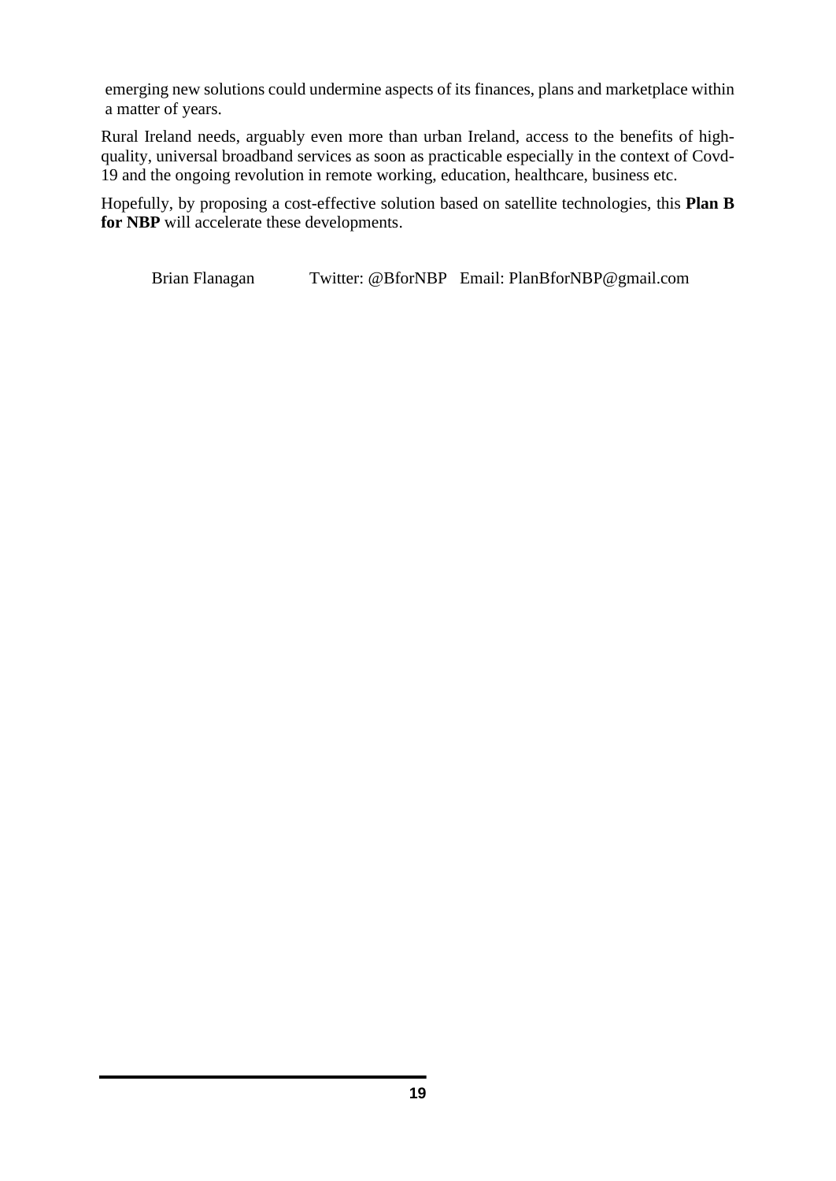emerging new solutions could undermine aspects of its finances, plans and marketplace within a matter of years.

Rural Ireland needs, arguably even more than urban Ireland, access to the benefits of high-quality, universal broadband services as soon as practicable especially in the context of Covd-19 and the ongoing revolution in remote working, education, healthcare, business etc.

Hopefully, by proposing a cost-effective solution based on satellite technologies, this **Plan B for NBP** will accelerate these developments.

Brian Flanagan Twitter: @BforNBP Email: PlanBforNBP@gmail.com